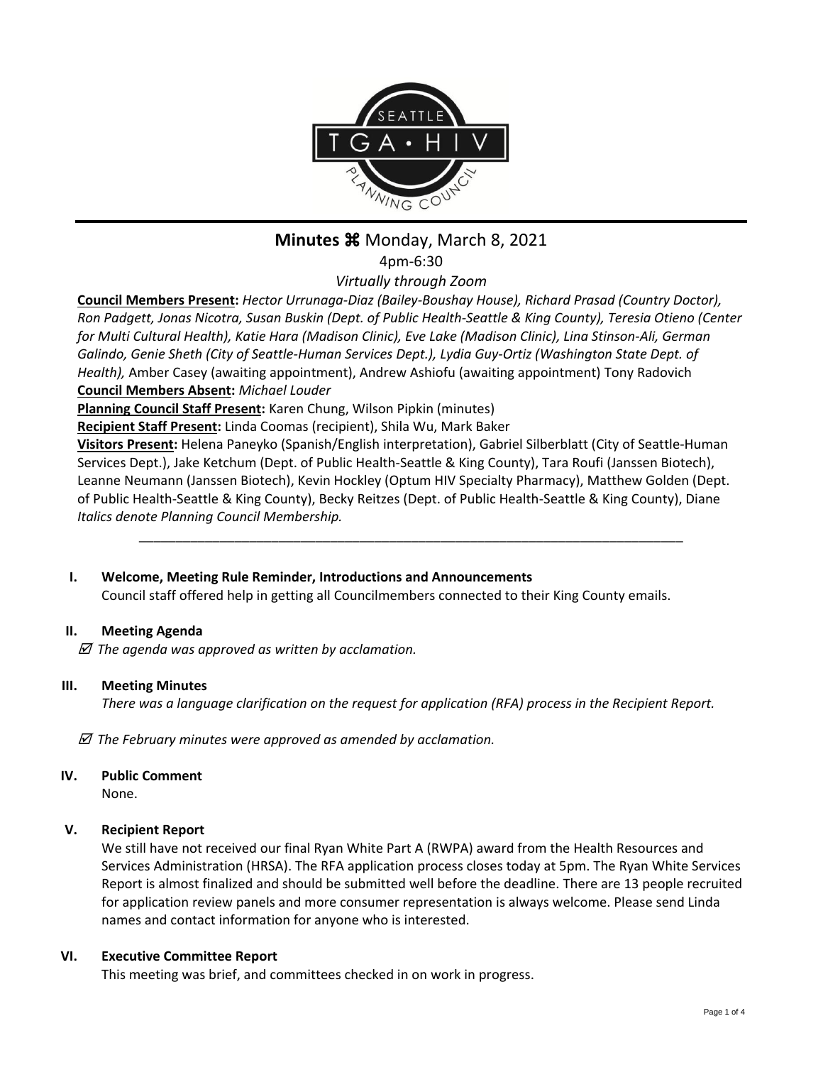# Minutes ⌘ Monday, March 8, 2021

4pm-6:30

*Virtually through Zoom*

**Council Members Present:** *Hector Urrunaga-Diaz (Bailey-Boushay House), Richard Prasad (Country Doctor), Ron Padgett, Jonas Nicotra, Susan Buskin (Dept. of Public Health-Seattle & King County), Teresia Otieno (Center for Multi Cultural Health), Katie Hara (Madison Clinic), Eve Lake (Madison Clinic), Lina Stinson-Ali, German Galindo, Genie Sheth (City of Seattle-Human Services Dept.), Lydia Guy-Ortiz (Washington State Dept. of Health),* Amber Casey (awaiting appointment), Andrew Ashiofu (awaiting appointment) Tony Radovich

**Council Members Absent:** *Michael Louder*

**Planning Council Staff Present:** Karen Chung, Wilson Pipkin (minutes)

**Recipient Staff Present:** Linda Coomas (recipient), Shila Wu, Mark Baker

**Visitors Present:** Helena Paneyko (Spanish/English interpretation), Gabriel Silberblatt (City of Seattle-Human Services Dept.), Jake Ketchum (Dept. of Public Health-Seattle & King County), Tara Roufi (Janssen Biotech), Leanne Neumann (Janssen Biotech), Kevin Hockley (Optum HIV Specialty Pharmacy), Matthew Golden (Dept. of Public Health-Seattle & King County), Becky Reitzes (Dept. of Public Health-Seattle & King County), Diane

*Italics denote Planning Council Membership.*

---

## I. Welcome, Meeting Rule Reminder, Introductions and Announcements

Council staff offered help in getting all Councilmembers connected to their King County emails.

## II. Meeting Agenda

☑ *The agenda was approved as written by acclamation.*

## III. Meeting Minutes

*There was a language clarification on the request for application (RFA) process in the Recipient Report.*

☑ *The February minutes were approved as amended by acclamation.*

## IV. Public Comment

None.

## V. Recipient Report

We still have not received our final Ryan White Part A (RWPA) award from the Health Resources and Services Administration (HRSA). The RFA application process closes today at 5pm. The Ryan White Services Report is almost finalized and should be submitted well before the deadline. There are 13 people recruited for application review panels and more consumer representation is always welcome. Please send Linda names and contact information for anyone who is interested.

## VI. Executive Committee Report

This meeting was brief, and committees checked in on work in progress.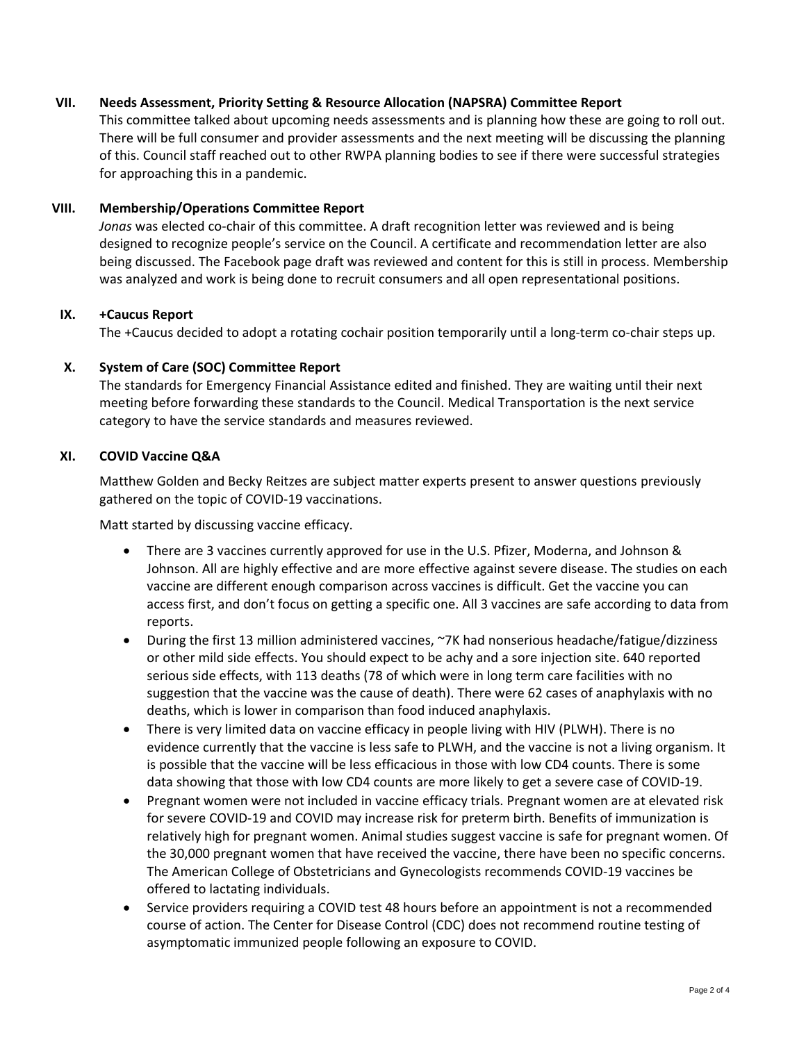## VII. Needs Assessment, Priority Setting & Resource Allocation (NAPSRA) Committee Report

This committee talked about upcoming needs assessments and is planning how these are going to roll out. There will be full consumer and provider assessments and the next meeting will be discussing the planning of this. Council staff reached out to other RWPA planning bodies to see if there were successful strategies for approaching this in a pandemic.

## VIII. Membership/Operations Committee Report

*Jonas* was elected co-chair of this committee. A draft recognition letter was reviewed and is being designed to recognize people's service on the Council. A certificate and recommendation letter are also being discussed. The Facebook page draft was reviewed and content for this is still in process. Membership was analyzed and work is being done to recruit consumers and all open representational positions.

## IX. +Caucus Report

The +Caucus decided to adopt a rotating cochair position temporarily until a long-term co-chair steps up.

## X. System of Care (SOC) Committee Report

The standards for Emergency Financial Assistance edited and finished. They are waiting until their next meeting before forwarding these standards to the Council. Medical Transportation is the next service category to have the service standards and measures reviewed.

## XI. COVID Vaccine Q&A

Matthew Golden and Becky Reitzes are subject matter experts present to answer questions previously gathered on the topic of COVID-19 vaccinations.

Matt started by discussing vaccine efficacy.

- There are 3 vaccines currently approved for use in the U.S. Pfizer, Moderna, and Johnson & Johnson. All are highly effective and are more effective against severe disease. The studies on each vaccine are different enough comparison across vaccines is difficult. Get the vaccine you can access first, and don't focus on getting a specific one. All 3 vaccines are safe according to data from reports.
- During the first 13 million administered vaccines, ~7K had nonserious headache/fatigue/dizziness or other mild side effects. You should expect to be achy and a sore injection site. 640 reported serious side effects, with 113 deaths (78 of which were in long term care facilities with no suggestion that the vaccine was the cause of death). There were 62 cases of anaphylaxis with no deaths, which is lower in comparison than food induced anaphylaxis.
- There is very limited data on vaccine efficacy in people living with HIV (PLWH). There is no evidence currently that the vaccine is less safe to PLWH, and the vaccine is not a living organism. It is possible that the vaccine will be less efficacious in those with low CD4 counts. There is some data showing that those with low CD4 counts are more likely to get a severe case of COVID-19.
- Pregnant women were not included in vaccine efficacy trials. Pregnant women are at elevated risk for severe COVID-19 and COVID may increase risk for preterm birth. Benefits of immunization is relatively high for pregnant women. Animal studies suggest vaccine is safe for pregnant women. Of the 30,000 pregnant women that have received the vaccine, there have been no specific concerns. The American College of Obstetricians and Gynecologists recommends COVID-19 vaccines be offered to lactating individuals.
- Service providers requiring a COVID test 48 hours before an appointment is not a recommended course of action. The Center for Disease Control (CDC) does not recommend routine testing of asymptomatic immunized people following an exposure to COVID.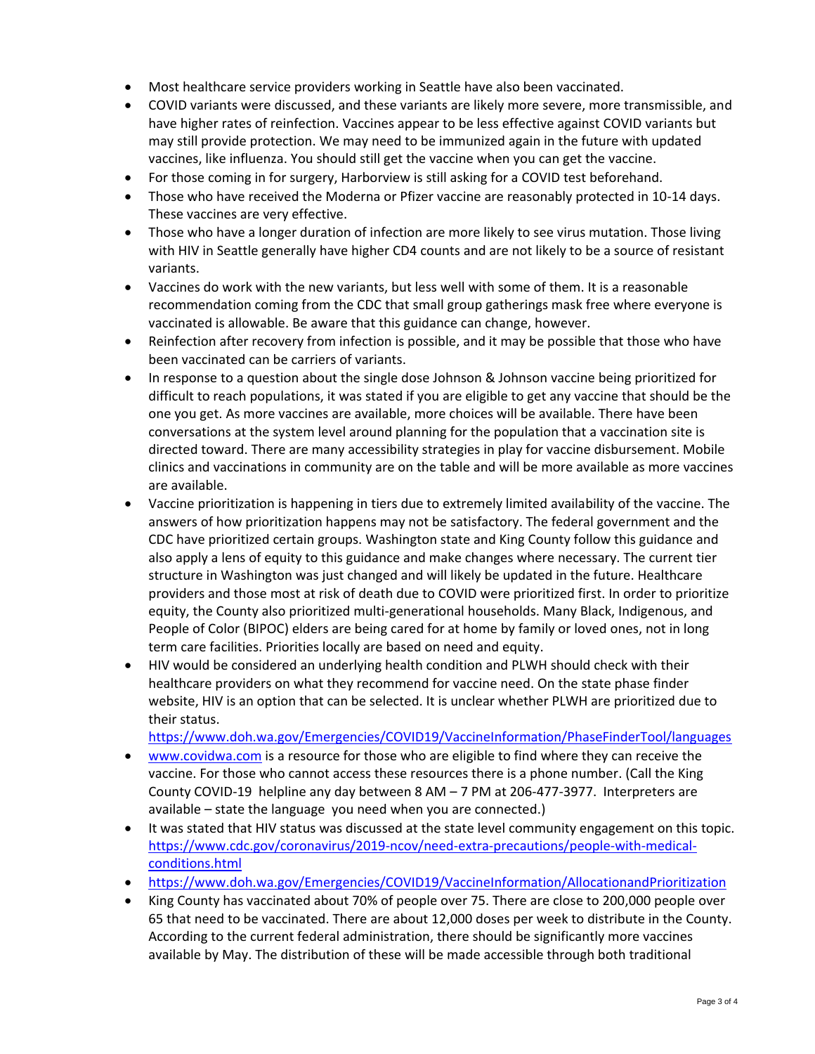- Most healthcare service providers working in Seattle have also been vaccinated.
- COVID variants were discussed, and these variants are likely more severe, more transmissible, and have higher rates of reinfection. Vaccines appear to be less effective against COVID variants but may still provide protection. We may need to be immunized again in the future with updated vaccines, like influenza. You should still get the vaccine when you can get the vaccine.
- For those coming in for surgery, Harborview is still asking for a COVID test beforehand.
- Those who have received the Moderna or Pfizer vaccine are reasonably protected in 10-14 days. These vaccines are very effective.
- Those who have a longer duration of infection are more likely to see virus mutation. Those living with HIV in Seattle generally have higher CD4 counts and are not likely to be a source of resistant variants.
- Vaccines do work with the new variants, but less well with some of them. It is a reasonable recommendation coming from the CDC that small group gatherings mask free where everyone is vaccinated is allowable. Be aware that this guidance can change, however.
- Reinfection after recovery from infection is possible, and it may be possible that those who have been vaccinated can be carriers of variants.
- In response to a question about the single dose Johnson & Johnson vaccine being prioritized for difficult to reach populations, it was stated if you are eligible to get any vaccine that should be the one you get. As more vaccines are available, more choices will be available. There have been conversations at the system level around planning for the population that a vaccination site is directed toward. There are many accessibility strategies in play for vaccine disbursement. Mobile clinics and vaccinations in community are on the table and will be more available as more vaccines are available.
- Vaccine prioritization is happening in tiers due to extremely limited availability of the vaccine. The answers of how prioritization happens may not be satisfactory. The federal government and the CDC have prioritized certain groups. Washington state and King County follow this guidance and also apply a lens of equity to this guidance and make changes where necessary. The current tier structure in Washington was just changed and will likely be updated in the future. Healthcare providers and those most at risk of death due to COVID were prioritized first. In order to prioritize equity, the County also prioritized multi-generational households. Many Black, Indigenous, and People of Color (BIPOC) elders are being cared for at home by family or loved ones, not in long term care facilities. Priorities locally are based on need and equity.
- HIV would be considered an underlying health condition and PLWH should check with their healthcare providers on what they recommend for vaccine need. On the state phase finder website, HIV is an option that can be selected. It is unclear whether PLWH are prioritized due to their status.
  https://www.doh.wa.gov/Emergencies/COVID19/VaccineInformation/PhaseFinderTool/languages
- www.covidwa.com is a resource for those who are eligible to find where they can receive the vaccine. For those who cannot access these resources there is a phone number. (Call the King County COVID-19 helpline any day between 8 AM – 7 PM at 206-477-3977. Interpreters are available – state the language you need when you are connected.)
- It was stated that HIV status was discussed at the state level community engagement on this topic. https://www.cdc.gov/coronavirus/2019-ncov/need-extra-precautions/people-with-medical-conditions.html
- https://www.doh.wa.gov/Emergencies/COVID19/VaccineInformation/AllocationandPrioritization
- King County has vaccinated about 70% of people over 75. There are close to 200,000 people over 65 that need to be vaccinated. There are about 12,000 doses per week to distribute in the County. According to the current federal administration, there should be significantly more vaccines available by May. The distribution of these will be made accessible through both traditional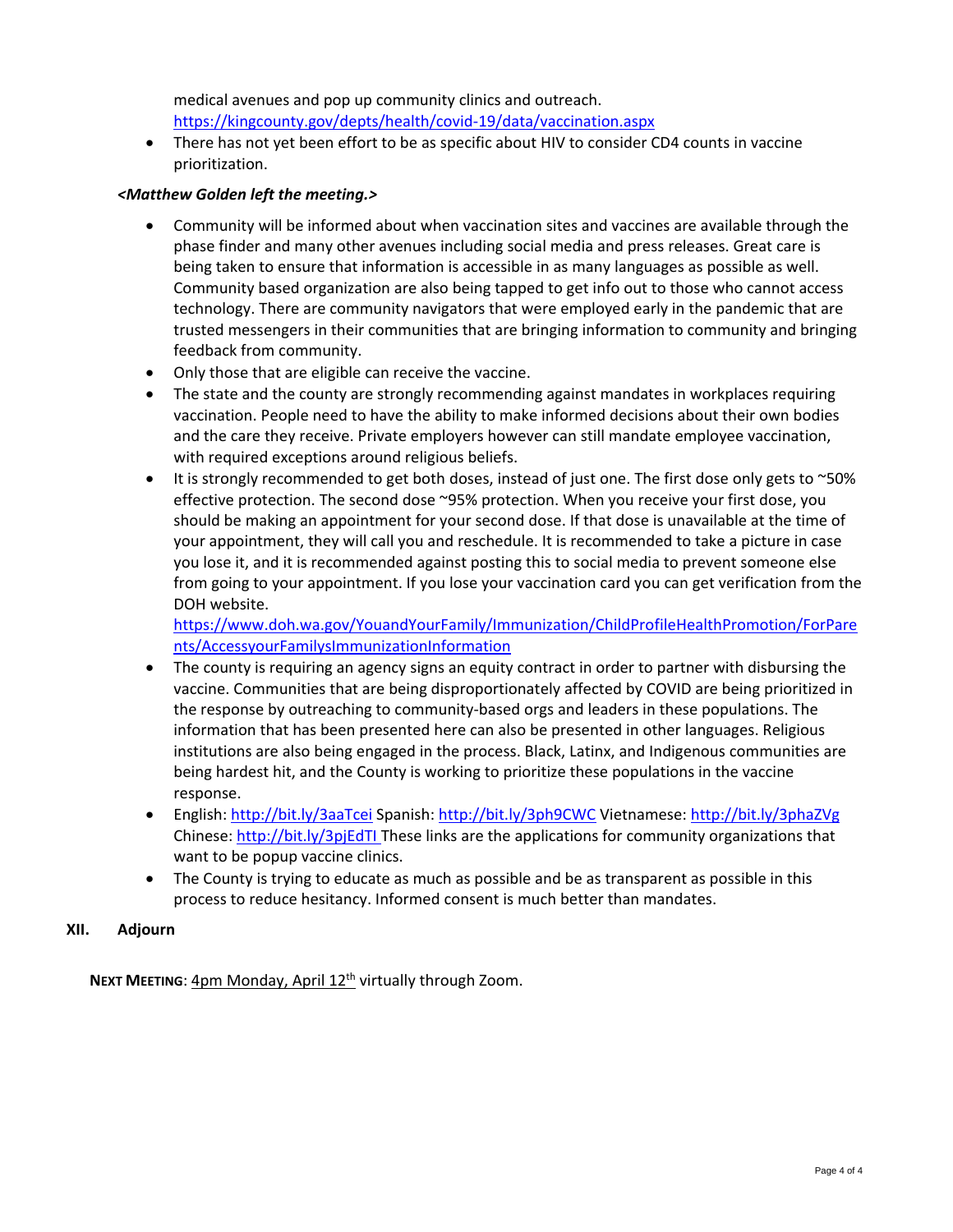medical avenues and pop up community clinics and outreach. https://kingcounty.gov/depts/health/covid-19/data/vaccination.aspx

- There has not yet been effort to be as specific about HIV to consider CD4 counts in vaccine prioritization.

***<Matthew Golden left the meeting.>***

- Community will be informed about when vaccination sites and vaccines are available through the phase finder and many other avenues including social media and press releases. Great care is being taken to ensure that information is accessible in as many languages as possible as well. Community based organization are also being tapped to get info out to those who cannot access technology. There are community navigators that were employed early in the pandemic that are trusted messengers in their communities that are bringing information to community and bringing feedback from community.
- Only those that are eligible can receive the vaccine.
- The state and the county are strongly recommending against mandates in workplaces requiring vaccination. People need to have the ability to make informed decisions about their own bodies and the care they receive. Private employers however can still mandate employee vaccination, with required exceptions around religious beliefs.
- It is strongly recommended to get both doses, instead of just one. The first dose only gets to ~50% effective protection. The second dose ~95% protection. When you receive your first dose, you should be making an appointment for your second dose. If that dose is unavailable at the time of your appointment, they will call you and reschedule. It is recommended to take a picture in case you lose it, and it is recommended against posting this to social media to prevent someone else from going to your appointment. If you lose your vaccination card you can get verification from the DOH website. https://www.doh.wa.gov/YouandYourFamily/Immunization/ChildProfileHealthPromotion/ForParents/AccessyourFamilysImmunizationInformation
- The county is requiring an agency signs an equity contract in order to partner with disbursing the vaccine. Communities that are being disproportionately affected by COVID are being prioritized in the response by outreaching to community-based orgs and leaders in these populations. The information that has been presented here can also be presented in other languages. Religious institutions are also being engaged in the process. Black, Latinx, and Indigenous communities are being hardest hit, and the County is working to prioritize these populations in the vaccine response.
- English: http://bit.ly/3aaTcei Spanish: http://bit.ly/3ph9CWC Vietnamese: http://bit.ly/3phaZVg Chinese: http://bit.ly/3pjEdTI These links are the applications for community organizations that want to be popup vaccine clinics.
- The County is trying to educate as much as possible and be as transparent as possible in this process to reduce hesitancy. Informed consent is much better than mandates.

## XII. Adjourn

**NEXT MEETING**: 4pm Monday, April 12th virtually through Zoom.